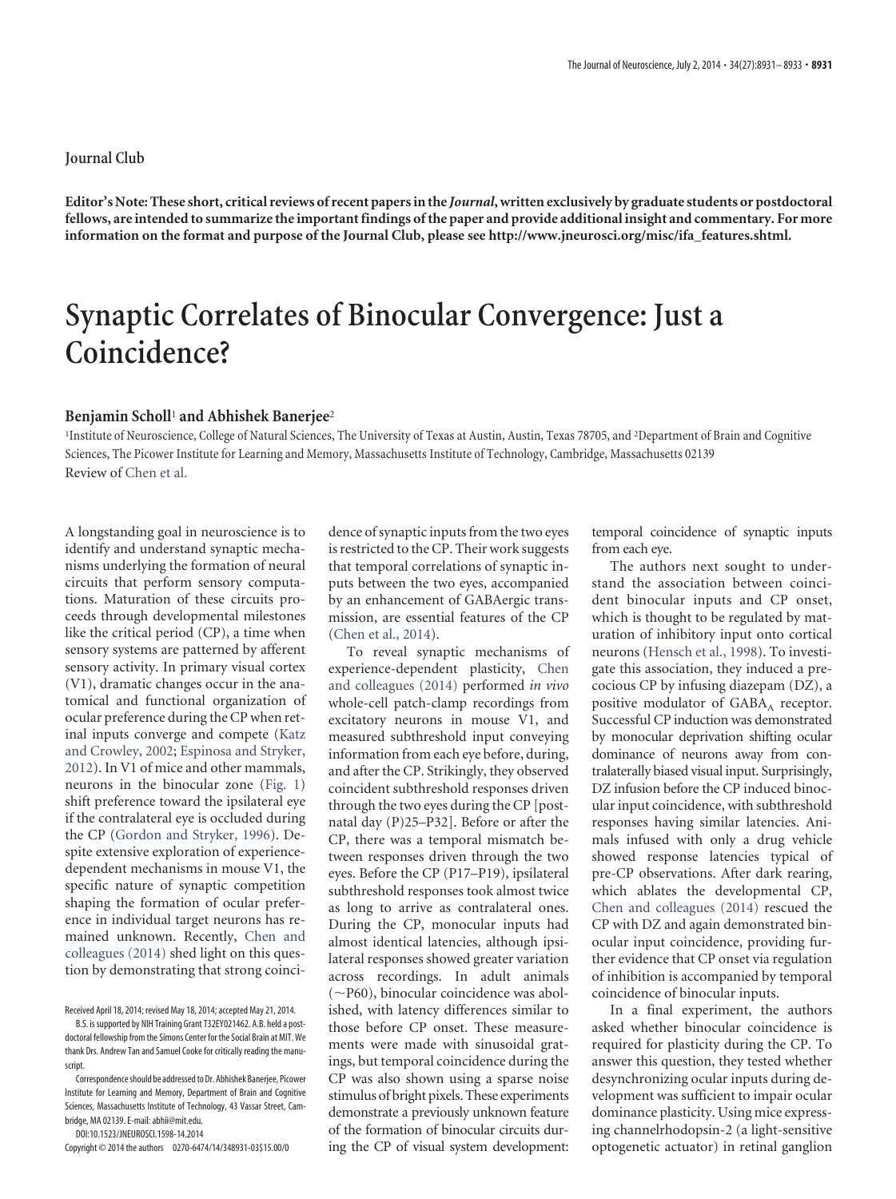## Journal Club

**Editor's Note: These short, critical reviews of recent papers in the *Journal*, written exclusively by graduate students or postdoctoral fellows, are intended to summarize the important findings of the paper and provide additional insight and commentary. For more information on the format and purpose of the Journal Club, please see http://www.jneurosci.org/misc/ifa_features.shtml.**

# Synaptic Correlates of Binocular Convergence: Just a Coincidence?

### Benjamin Scholl[1] and Abhishek Banerjee[2]

[1]Institute of Neuroscience, College of Natural Sciences, The University of Texas at Austin, Austin, Texas 78705, and [2]Department of Brain and Cognitive Sciences, The Picower Institute for Learning and Memory, Massachusetts Institute of Technology, Cambridge, Massachusetts 02139

Review of Chen et al.

A longstanding goal in neuroscience is to identify and understand synaptic mechanisms underlying the formation of neural circuits that perform sensory computations. Maturation of these circuits proceeds through developmental milestones like the critical period (CP), a time when sensory systems are patterned by afferent sensory activity. In primary visual cortex (V1), dramatic changes occur in the anatomical and functional organization of ocular preference during the CP when retinal inputs converge and compete (Katz and Crowley, 2002; Espinosa and Stryker, 2012). In V1 of mice and other mammals, neurons in the binocular zone (Fig. 1) shift preference toward the ipsilateral eye if the contralateral eye is occluded during the CP (Gordon and Stryker, 1996). Despite extensive exploration of experience-dependent mechanisms in mouse V1, the specific nature of synaptic competition shaping the formation of ocular preference in individual target neurons has remained unknown. Recently, Chen and colleagues (2014) shed light on this question by demonstrating that strong coincidence of synaptic inputs from the two eyes is restricted to the CP. Their work suggests that temporal correlations of synaptic inputs between the two eyes, accompanied by an enhancement of GABAergic transmission, are essential features of the CP (Chen et al., 2014).

To reveal synaptic mechanisms of experience-dependent plasticity, Chen and colleagues (2014) performed *in vivo* whole-cell patch-clamp recordings from excitatory neurons in mouse V1, and measured subthreshold input conveying information from each eye before, during, and after the CP. Strikingly, they observed coincident subthreshold responses driven through the two eyes during the CP [postnatal day (P)25–P32]. Before or after the CP, there was a temporal mismatch between responses driven through the two eyes. Before the CP (P17–P19), ipsilateral subthreshold responses took almost twice as long to arrive as contralateral ones. During the CP, monocular inputs had almost identical latencies, although ipsilateral responses showed greater variation across recordings. In adult animals (~P60), binocular coincidence was abolished, with latency differences similar to those before CP onset. These measurements were made with sinusoidal gratings, but temporal coincidence during the CP was also shown using a sparse noise stimulus of bright pixels. These experiments demonstrate a previously unknown feature of the formation of binocular circuits during the CP of visual system development: temporal coincidence of synaptic inputs from each eye.

The authors next sought to understand the association between coincident binocular inputs and CP onset, which is thought to be regulated by maturation of inhibitory input onto cortical neurons (Hensch et al., 1998). To investigate this association, they induced a precocious CP by infusing diazepam (DZ), a positive modulator of $GABA_A$ receptor. Successful CP induction was demonstrated by monocular deprivation shifting ocular dominance of neurons away from contralaterally biased visual input. Surprisingly, DZ infusion before the CP induced binocular input coincidence, with subthreshold responses having similar latencies. Animals infused with only a drug vehicle showed response latencies typical of pre-CP observations. After dark rearing, which ablates the developmental CP, Chen and colleagues (2014) rescued the CP with DZ and again demonstrated binocular input coincidence, providing further evidence that CP onset via regulation of inhibition is accompanied by temporal coincidence of binocular inputs.

In a final experiment, the authors asked whether binocular coincidence is required for plasticity during the CP. To answer this question, they tested whether desynchronizing ocular inputs during development was sufficient to impair ocular dominance plasticity. Using mice expressing channelrhodopsin-2 (a light-sensitive optogenetic actuator) in retinal ganglion

Received April 18, 2014; revised May 18, 2014; accepted May 21, 2014.

B.S. is supported by NIH Training Grant T32EY021462. A.B. held a postdoctoral fellowship from the Simons Center for the Social Brain at MIT. We thank Drs. Andrew Tan and Samuel Cooke for critically reading the manuscript.

Correspondence should be addressed to Dr. Abhishek Banerjee, Picower Institute for Learning and Memory, Department of Brain and Cognitive Sciences, Massachusetts Institute of Technology, 43 Vassar Street, Cambridge, MA 02139. E-mail: abhii@mit.edu.

DOI:10.1523/JNEUROSCI.1598-14.2014

Copyright © 2014 the authors 0270-6474/14/348931-03$15.00/0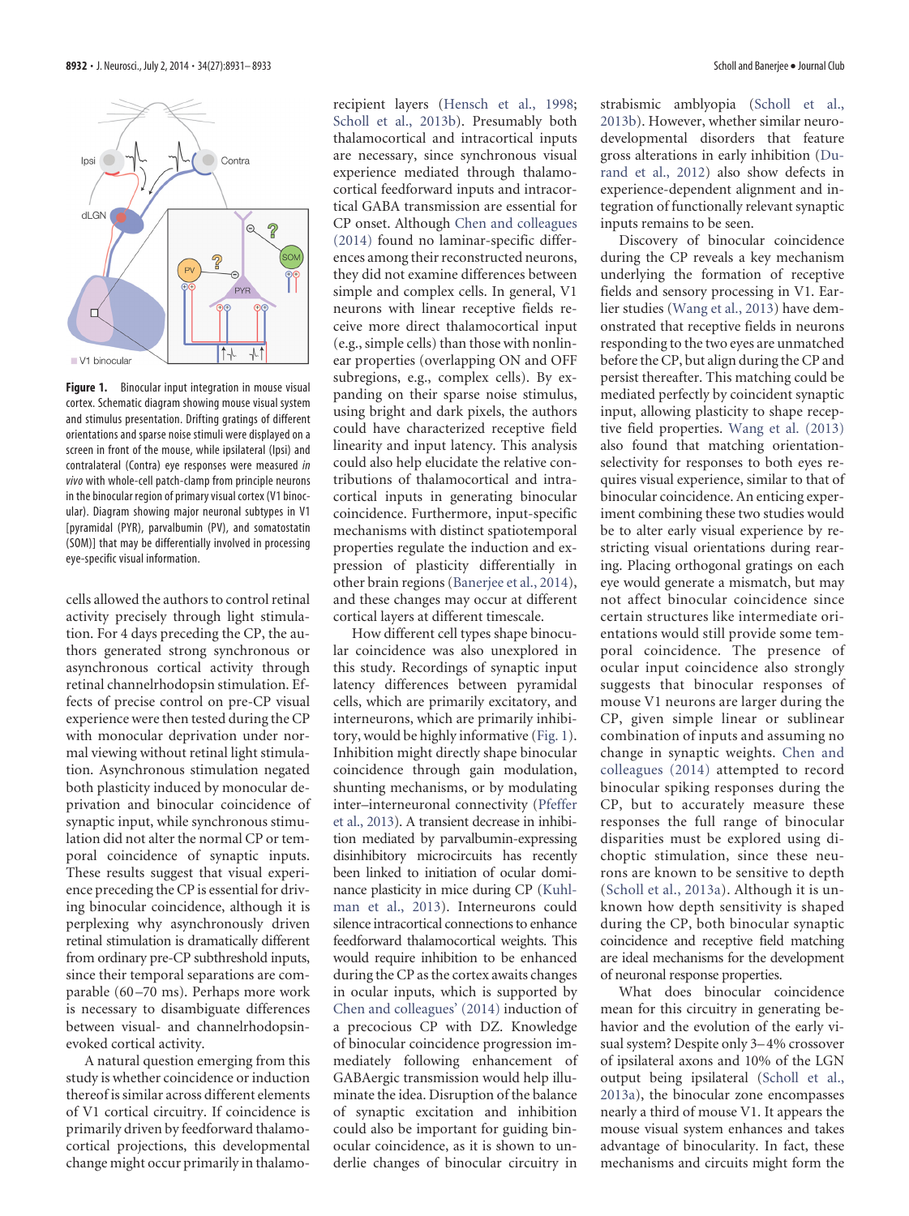**Figure 1.** Binocular input integration in mouse visual cortex. Schematic diagram showing mouse visual system and stimulus presentation. Drifting gratings of different orientations and sparse noise stimuli were displayed on a screen in front of the mouse, while ipsilateral (Ipsi) and contralateral (Contra) eye responses were measured *in vivo* with whole-cell patch-clamp from principle neurons in the binocular region of primary visual cortex (V1 binocular). Diagram showing major neuronal subtypes in V1 [pyramidal (PYR), parvalbumin (PV), and somatostatin (SOM)] that may be differentially involved in processing eye-specific visual information.

cells allowed the authors to control retinal activity precisely through light stimulation. For 4 days preceding the CP, the authors generated strong synchronous or asynchronous cortical activity through retinal channelrhodopsin stimulation. Effects of precise control on pre-CP visual experience were then tested during the CP with monocular deprivation under normal viewing without retinal light stimulation. Asynchronous stimulation negated both plasticity induced by monocular deprivation and binocular coincidence of synaptic input, while synchronous stimulation did not alter the normal CP or temporal coincidence of synaptic inputs. These results suggest that visual experience preceding the CP is essential for driving binocular coincidence, although it is perplexing why asynchronously driven retinal stimulation is dramatically different from ordinary pre-CP subthreshold inputs, since their temporal separations are comparable (60–70 ms). Perhaps more work is necessary to disambiguate differences between visual- and channelrhodopsin-evoked cortical activity.

A natural question emerging from this study is whether coincidence or induction thereof is similar across different elements of V1 cortical circuitry. If coincidence is primarily driven by feedforward thalamocortical projections, this developmental change might occur primarily in thalamo-recipient layers (Hensch et al., 1998; Scholl et al., 2013b). Presumably both thalamocortical and intracortical inputs are necessary, since synchronous visual experience mediated through thalamocortical feedforward inputs and intracortical GABA transmission are essential for CP onset. Although Chen and colleagues (2014) found no laminar-specific differences among their reconstructed neurons, they did not examine differences between simple and complex cells. In general, V1 neurons with linear receptive fields receive more direct thalamocortical input (e.g., simple cells) than those with nonlinear properties (overlapping ON and OFF subregions, e.g., complex cells). By expanding on their sparse noise stimulus, using bright and dark pixels, the authors could have characterized receptive field linearity and input latency. This analysis could also help elucidate the relative contributions of thalamocortical and intracortical inputs in generating binocular coincidence. Furthermore, input-specific mechanisms with distinct spatiotemporal properties regulate the induction and expression of plasticity differentially in other brain regions (Banerjee et al., 2014), and these changes may occur at different cortical layers at different timescale.

How different cell types shape binocular coincidence was also unexplored in this study. Recordings of synaptic input latency differences between pyramidal cells, which are primarily excitatory, and interneurons, which are primarily inhibitory, would be highly informative (Fig. 1). Inhibition might directly shape binocular coincidence through gain modulation, shunting mechanisms, or by modulating inter–interneuronal connectivity (Pfeffer et al., 2013). A transient decrease in inhibition mediated by parvalbumin-expressing disinhibitory microcircuits has recently been linked to initiation of ocular dominance plasticity in mice during CP (Kuhlman et al., 2013). Interneurons could silence intracortical connections to enhance feedforward thalamocortical weights. This would require inhibition to be enhanced during the CP as the cortex awaits changes in ocular inputs, which is supported by Chen and colleagues' (2014) induction of a precocious CP with DZ. Knowledge of binocular coincidence progression immediately following enhancement of GABAergic transmission would help illuminate the idea. Disruption of the balance of synaptic excitation and inhibition could also be important for guiding binocular coincidence, as it is shown to underlie changes of binocular circuitry in strabismic amblyopia (Scholl et al., 2013b). However, whether similar neurodevelopmental disorders that feature gross alterations in early inhibition (Durand et al., 2012) also show defects in experience-dependent alignment and integration of functionally relevant synaptic inputs remains to be seen.

Discovery of binocular coincidence during the CP reveals a key mechanism underlying the formation of receptive fields and sensory processing in V1. Earlier studies (Wang et al., 2013) have demonstrated that receptive fields in neurons responding to the two eyes are unmatched before the CP, but align during the CP and persist thereafter. This matching could be mediated perfectly by coincident synaptic input, allowing plasticity to shape receptive field properties. Wang et al. (2013) also found that matching orientation-selectivity for responses to both eyes requires visual experience, similar to that of binocular coincidence. An enticing experiment combining these two studies would be to alter early visual experience by restricting visual orientations during rearing. Placing orthogonal gratings on each eye would generate a mismatch, but may not affect binocular coincidence since certain structures like intermediate orientations would still provide some temporal coincidence. The presence of ocular input coincidence also strongly suggests that binocular responses of mouse V1 neurons are larger during the CP, given simple linear or sublinear combination of inputs and assuming no change in synaptic weights. Chen and colleagues (2014) attempted to record binocular spiking responses during the CP, but to accurately measure these responses the full range of binocular disparities must be explored using dichoptic stimulation, since these neurons are known to be sensitive to depth (Scholl et al., 2013a). Although it is unknown how depth sensitivity is shaped during the CP, both binocular synaptic coincidence and receptive field matching are ideal mechanisms for the development of neuronal response properties.

What does binocular coincidence mean for this circuitry in generating behavior and the evolution of the early visual system? Despite only 3–4% crossover of ipsilateral axons and 10% of the LGN output being ipsilateral (Scholl et al., 2013a), the binocular zone encompasses nearly a third of mouse V1. It appears the mouse visual system enhances and takes advantage of binocularity. In fact, these mechanisms and circuits might form the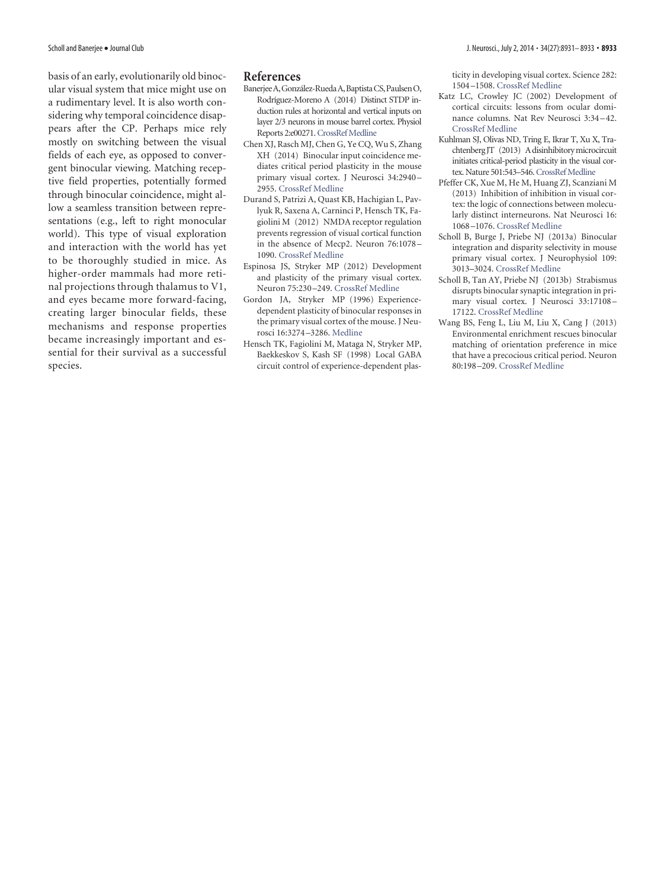basis of an early, evolutionarily old binocular visual system that mice might use on a rudimentary level. It is also worth considering why temporal coincidence disappears after the CP. Perhaps mice rely mostly on switching between the visual fields of each eye, as opposed to convergent binocular viewing. Matching receptive field properties, potentially formed through binocular coincidence, might allow a seamless transition between representations (e.g., left to right monocular world). This type of visual exploration and interaction with the world has yet to be thoroughly studied in mice. As higher-order mammals had more retinal projections through thalamus to V1, and eyes became more forward-facing, creating larger binocular fields, these mechanisms and response properties became increasingly important and essential for their survival as a successful species.

## References

Banerjee A, González-Rueda A, Baptista CS, Paulsen O, Rodríguez-Moreno A (2014) Distinct STDP induction rules at horizontal and vertical inputs on layer 2/3 neurons in mouse barrel cortex. Physiol Reports 2:e00271. CrossRef Medline

Chen XJ, Rasch MJ, Chen G, Ye CQ, Wu S, Zhang XH (2014) Binocular input coincidence mediates critical period plasticity in the mouse primary visual cortex. J Neurosci 34:2940–2955. CrossRef Medline

Durand S, Patrizi A, Quast KB, Hachigian L, Pavlyuk R, Saxena A, Carninci P, Hensch TK, Fagiolini M (2012) NMDA receptor regulation prevents regression of visual cortical function in the absence of Mecp2. Neuron 76:1078–1090. CrossRef Medline

Espinosa JS, Stryker MP (2012) Development and plasticity of the primary visual cortex. Neuron 75:230–249. CrossRef Medline

Gordon JA, Stryker MP (1996) Experience-dependent plasticity of binocular responses in the primary visual cortex of the mouse. J Neurosci 16:3274–3286. Medline

Hensch TK, Fagiolini M, Mataga N, Stryker MP, Baekkeskov S, Kash SF (1998) Local GABA circuit control of experience-dependent plasticity in developing visual cortex. Science 282:1504–1508. CrossRef Medline

Katz LC, Crowley JC (2002) Development of cortical circuits: lessons from ocular dominance columns. Nat Rev Neurosci 3:34–42. CrossRef Medline

Kuhlman SJ, Olivas ND, Tring E, Ikrar T, Xu X, Trachtenberg JT (2013) A disinhibitory microcircuit initiates critical-period plasticity in the visual cortex. Nature 501:543–546. CrossRef Medline

Pfeffer CK, Xue M, He M, Huang ZJ, Scanziani M (2013) Inhibition of inhibition in visual cortex: the logic of connections between molecularly distinct interneurons. Nat Neurosci 16:1068–1076. CrossRef Medline

Scholl B, Burge J, Priebe NJ (2013a) Binocular integration and disparity selectivity in mouse primary visual cortex. J Neurophysiol 109:3013–3024. CrossRef Medline

Scholl B, Tan AY, Priebe NJ (2013b) Strabismus disrupts binocular synaptic integration in primary visual cortex. J Neurosci 33:17108–17122. CrossRef Medline

Wang BS, Feng L, Liu M, Liu X, Cang J (2013) Environmental enrichment rescues binocular matching of orientation preference in mice that have a precocious critical period. Neuron 80:198–209. CrossRef Medline